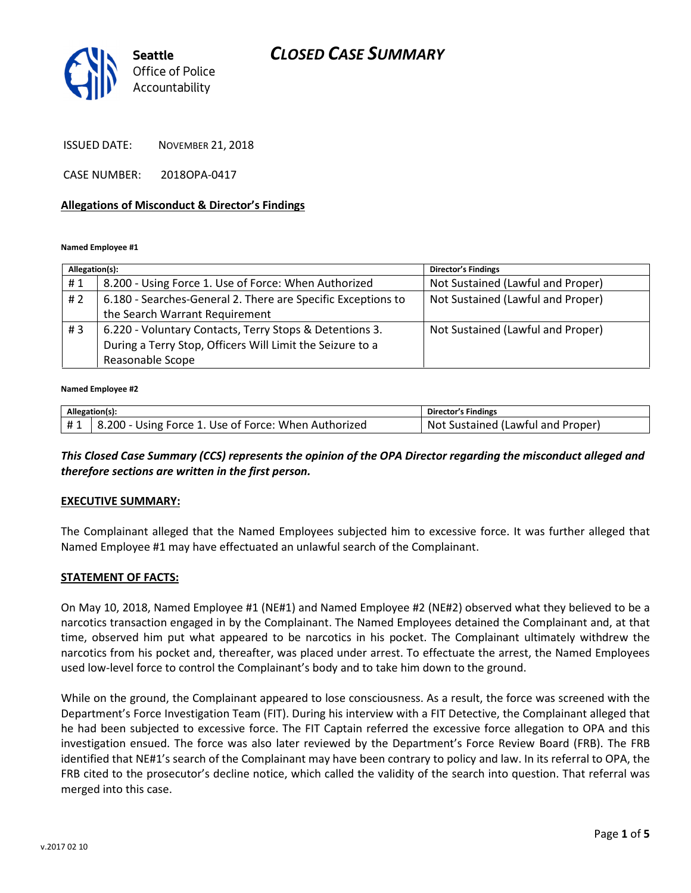# CLOSED CASE SUMMARY

Seattle Office of Police Accountability

ISSUED DATE: NOVEMBER 21, 2018

CASE NUMBER: 2018OPA-0417

## Allegations of Misconduct & Director's Findings

**Named Employee #1**

| Allegation(s): | | Director's Findings |
|---|---|---|
| # 1 | 8.200 - Using Force 1. Use of Force: When Authorized | Not Sustained (Lawful and Proper) |
| # 2 | 6.180 - Searches-General 2. There are Specific Exceptions to the Search Warrant Requirement | Not Sustained (Lawful and Proper) |
| # 3 | 6.220 - Voluntary Contacts, Terry Stops & Detentions 3. During a Terry Stop, Officers Will Limit the Seizure to a Reasonable Scope | Not Sustained (Lawful and Proper) |

**Named Employee #2**

| Allegation(s): | | Director's Findings |
|---|---|---|
| # 1 | 8.200 - Using Force 1. Use of Force: When Authorized | Not Sustained (Lawful and Proper) |

***This Closed Case Summary (CCS) represents the opinion of the OPA Director regarding the misconduct alleged and therefore sections are written in the first person.***

### EXECUTIVE SUMMARY:

The Complainant alleged that the Named Employees subjected him to excessive force. It was further alleged that Named Employee #1 may have effectuated an unlawful search of the Complainant.

### STATEMENT OF FACTS:

On May 10, 2018, Named Employee #1 (NE#1) and Named Employee #2 (NE#2) observed what they believed to be a narcotics transaction engaged in by the Complainant. The Named Employees detained the Complainant and, at that time, observed him put what appeared to be narcotics in his pocket. The Complainant ultimately withdrew the narcotics from his pocket and, thereafter, was placed under arrest. To effectuate the arrest, the Named Employees used low-level force to control the Complainant's body and to take him down to the ground.

While on the ground, the Complainant appeared to lose consciousness. As a result, the force was screened with the Department's Force Investigation Team (FIT). During his interview with a FIT Detective, the Complainant alleged that he had been subjected to excessive force. The FIT Captain referred the excessive force allegation to OPA and this investigation ensued. The force was also later reviewed by the Department's Force Review Board (FRB). The FRB identified that NE#1's search of the Complainant may have been contrary to policy and law. In its referral to OPA, the FRB cited to the prosecutor's decline notice, which called the validity of the search into question. That referral was merged into this case.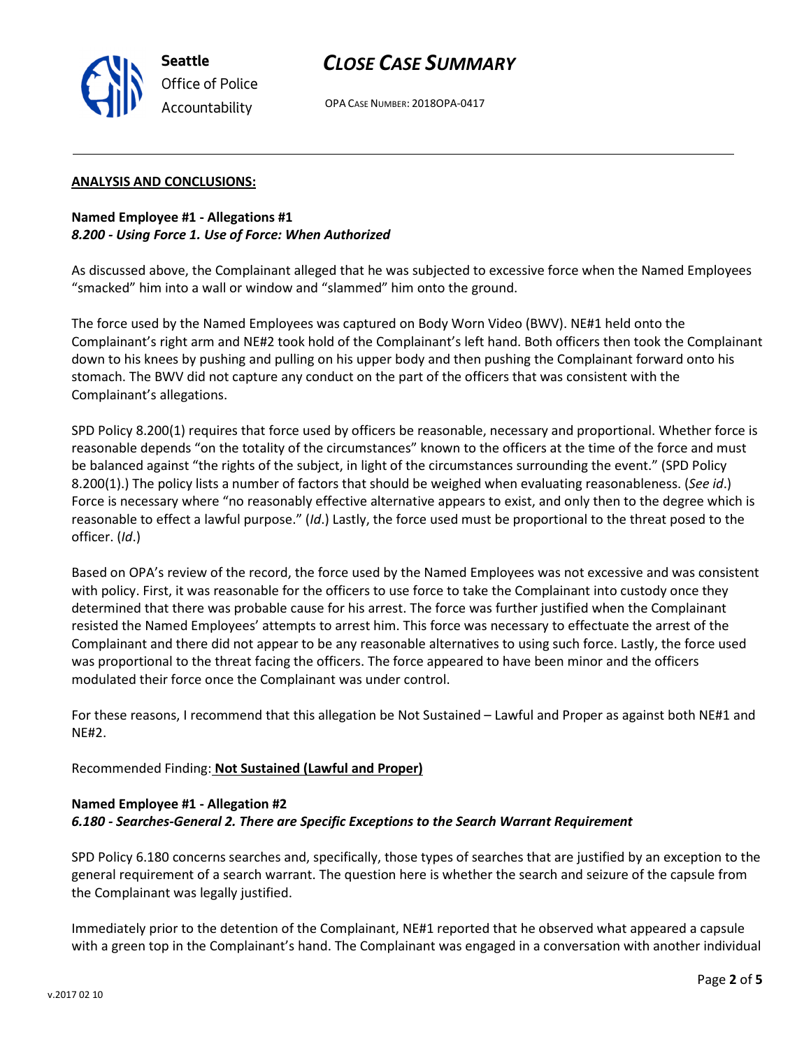## ANALYSIS AND CONCLUSIONS:

**Named Employee #1 - Allegations #1**
***8.200 - Using Force 1. Use of Force: When Authorized***

As discussed above, the Complainant alleged that he was subjected to excessive force when the Named Employees "smacked" him into a wall or window and "slammed" him onto the ground.

The force used by the Named Employees was captured on Body Worn Video (BWV). NE#1 held onto the Complainant's right arm and NE#2 took hold of the Complainant's left hand. Both officers then took the Complainant down to his knees by pushing and pulling on his upper body and then pushing the Complainant forward onto his stomach. The BWV did not capture any conduct on the part of the officers that was consistent with the Complainant's allegations.

SPD Policy 8.200(1) requires that force used by officers be reasonable, necessary and proportional. Whether force is reasonable depends "on the totality of the circumstances" known to the officers at the time of the force and must be balanced against "the rights of the subject, in light of the circumstances surrounding the event." (SPD Policy 8.200(1).) The policy lists a number of factors that should be weighed when evaluating reasonableness. (*See id*.) Force is necessary where "no reasonably effective alternative appears to exist, and only then to the degree which is reasonable to effect a lawful purpose." (*Id*.) Lastly, the force used must be proportional to the threat posed to the officer. (*Id*.)

Based on OPA's review of the record, the force used by the Named Employees was not excessive and was consistent with policy. First, it was reasonable for the officers to use force to take the Complainant into custody once they determined that there was probable cause for his arrest. The force was further justified when the Complainant resisted the Named Employees' attempts to arrest him. This force was necessary to effectuate the arrest of the Complainant and there did not appear to be any reasonable alternatives to using such force. Lastly, the force used was proportional to the threat facing the officers. The force appeared to have been minor and the officers modulated their force once the Complainant was under control.

For these reasons, I recommend that this allegation be Not Sustained – Lawful and Proper as against both NE#1 and NE#2.

Recommended Finding: **Not Sustained (Lawful and Proper)**

**Named Employee #1 - Allegation #2**
***6.180 - Searches-General 2. There are Specific Exceptions to the Search Warrant Requirement***

SPD Policy 6.180 concerns searches and, specifically, those types of searches that are justified by an exception to the general requirement of a search warrant. The question here is whether the search and seizure of the capsule from the Complainant was legally justified.

Immediately prior to the detention of the Complainant, NE#1 reported that he observed what appeared a capsule with a green top in the Complainant's hand. The Complainant was engaged in a conversation with another individual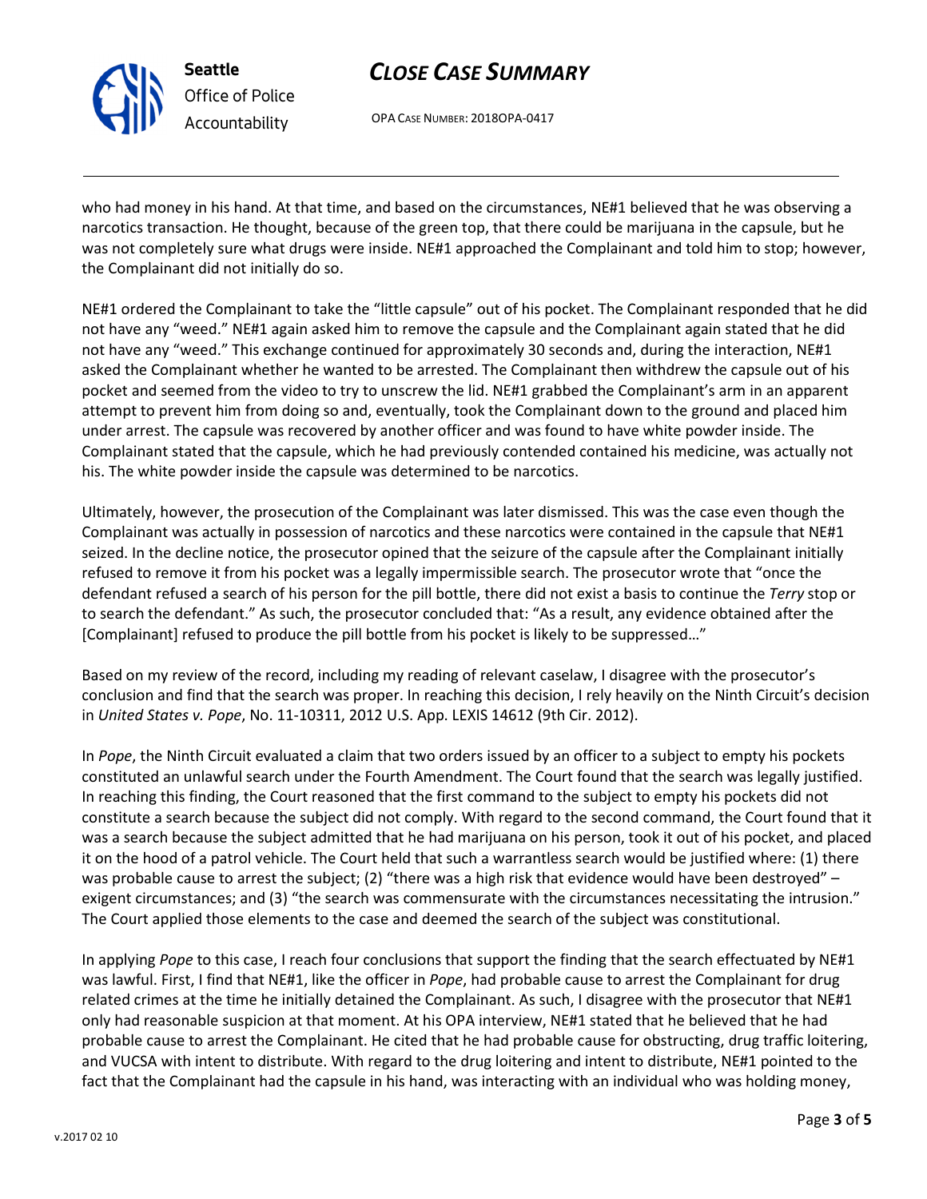who had money in his hand. At that time, and based on the circumstances, NE#1 believed that he was observing a narcotics transaction. He thought, because of the green top, that there could be marijuana in the capsule, but he was not completely sure what drugs were inside. NE#1 approached the Complainant and told him to stop; however, the Complainant did not initially do so.

NE#1 ordered the Complainant to take the "little capsule" out of his pocket. The Complainant responded that he did not have any "weed." NE#1 again asked him to remove the capsule and the Complainant again stated that he did not have any "weed." This exchange continued for approximately 30 seconds and, during the interaction, NE#1 asked the Complainant whether he wanted to be arrested. The Complainant then withdrew the capsule out of his pocket and seemed from the video to try to unscrew the lid. NE#1 grabbed the Complainant's arm in an apparent attempt to prevent him from doing so and, eventually, took the Complainant down to the ground and placed him under arrest. The capsule was recovered by another officer and was found to have white powder inside. The Complainant stated that the capsule, which he had previously contended contained his medicine, was actually not his. The white powder inside the capsule was determined to be narcotics.

Ultimately, however, the prosecution of the Complainant was later dismissed. This was the case even though the Complainant was actually in possession of narcotics and these narcotics were contained in the capsule that NE#1 seized. In the decline notice, the prosecutor opined that the seizure of the capsule after the Complainant initially refused to remove it from his pocket was a legally impermissible search. The prosecutor wrote that "once the defendant refused a search of his person for the pill bottle, there did not exist a basis to continue the *Terry* stop or to search the defendant." As such, the prosecutor concluded that: "As a result, any evidence obtained after the [Complainant] refused to produce the pill bottle from his pocket is likely to be suppressed…"

Based on my review of the record, including my reading of relevant caselaw, I disagree with the prosecutor's conclusion and find that the search was proper. In reaching this decision, I rely heavily on the Ninth Circuit's decision in *United States v. Pope*, No. 11-10311, 2012 U.S. App. LEXIS 14612 (9th Cir. 2012).

In *Pope*, the Ninth Circuit evaluated a claim that two orders issued by an officer to a subject to empty his pockets constituted an unlawful search under the Fourth Amendment. The Court found that the search was legally justified. In reaching this finding, the Court reasoned that the first command to the subject to empty his pockets did not constitute a search because the subject did not comply. With regard to the second command, the Court found that it was a search because the subject admitted that he had marijuana on his person, took it out of his pocket, and placed it on the hood of a patrol vehicle. The Court held that such a warrantless search would be justified where: (1) there was probable cause to arrest the subject; (2) "there was a high risk that evidence would have been destroyed" – exigent circumstances; and (3) "the search was commensurate with the circumstances necessitating the intrusion." The Court applied those elements to the case and deemed the search of the subject was constitutional.

In applying *Pope* to this case, I reach four conclusions that support the finding that the search effectuated by NE#1 was lawful. First, I find that NE#1, like the officer in *Pope*, had probable cause to arrest the Complainant for drug related crimes at the time he initially detained the Complainant. As such, I disagree with the prosecutor that NE#1 only had reasonable suspicion at that moment. At his OPA interview, NE#1 stated that he believed that he had probable cause to arrest the Complainant. He cited that he had probable cause for obstructing, drug traffic loitering, and VUCSA with intent to distribute. With regard to the drug loitering and intent to distribute, NE#1 pointed to the fact that the Complainant had the capsule in his hand, was interacting with an individual who was holding money,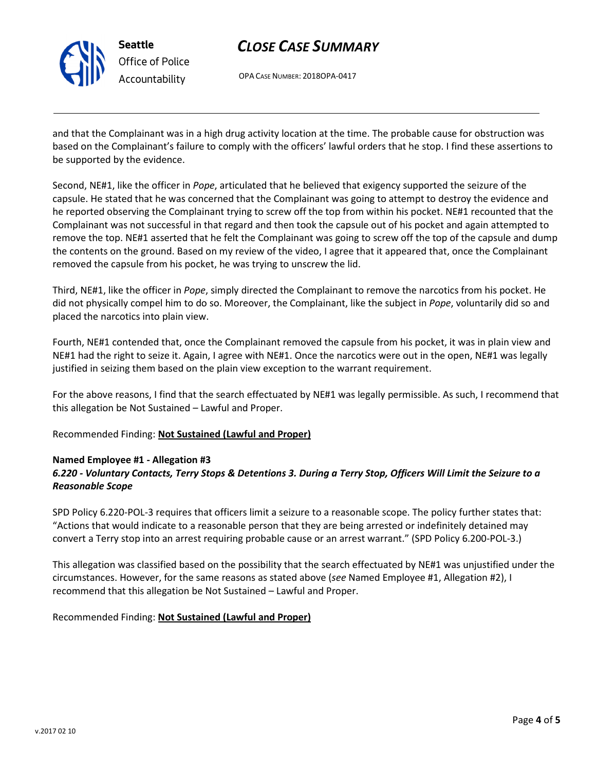and that the Complainant was in a high drug activity location at the time. The probable cause for obstruction was based on the Complainant's failure to comply with the officers' lawful orders that he stop. I find these assertions to be supported by the evidence.

Second, NE#1, like the officer in *Pope*, articulated that he believed that exigency supported the seizure of the capsule. He stated that he was concerned that the Complainant was going to attempt to destroy the evidence and he reported observing the Complainant trying to screw off the top from within his pocket. NE#1 recounted that the Complainant was not successful in that regard and then took the capsule out of his pocket and again attempted to remove the top. NE#1 asserted that he felt the Complainant was going to screw off the top of the capsule and dump the contents on the ground. Based on my review of the video, I agree that it appeared that, once the Complainant removed the capsule from his pocket, he was trying to unscrew the lid.

Third, NE#1, like the officer in *Pope*, simply directed the Complainant to remove the narcotics from his pocket. He did not physically compel him to do so. Moreover, the Complainant, like the subject in *Pope*, voluntarily did so and placed the narcotics into plain view.

Fourth, NE#1 contended that, once the Complainant removed the capsule from his pocket, it was in plain view and NE#1 had the right to seize it. Again, I agree with NE#1. Once the narcotics were out in the open, NE#1 was legally justified in seizing them based on the plain view exception to the warrant requirement.

For the above reasons, I find that the search effectuated by NE#1 was legally permissible. As such, I recommend that this allegation be Not Sustained – Lawful and Proper.

Recommended Finding: **Not Sustained (Lawful and Proper)**

**Named Employee #1 - Allegation #3**
***6.220 - Voluntary Contacts, Terry Stops & Detentions 3. During a Terry Stop, Officers Will Limit the Seizure to a Reasonable Scope***

SPD Policy 6.220-POL-3 requires that officers limit a seizure to a reasonable scope. The policy further states that: "Actions that would indicate to a reasonable person that they are being arrested or indefinitely detained may convert a Terry stop into an arrest requiring probable cause or an arrest warrant." (SPD Policy 6.200-POL-3.)

This allegation was classified based on the possibility that the search effectuated by NE#1 was unjustified under the circumstances. However, for the same reasons as stated above (*see* Named Employee #1, Allegation #2), I recommend that this allegation be Not Sustained – Lawful and Proper.

Recommended Finding: **Not Sustained (Lawful and Proper)**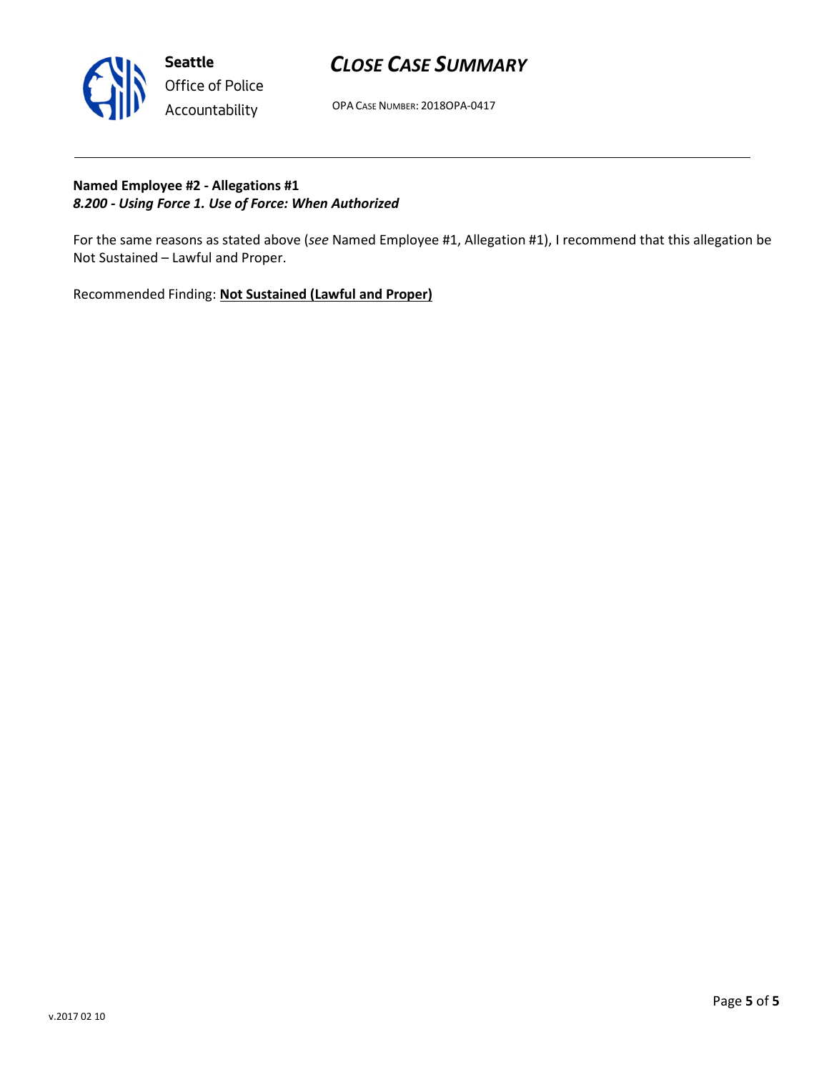**Named Employee #2 - Allegations #1**
***8.200 - Using Force 1. Use of Force: When Authorized***

For the same reasons as stated above (*see* Named Employee #1, Allegation #1), I recommend that this allegation be Not Sustained – Lawful and Proper.

Recommended Finding: **Not Sustained (Lawful and Proper)**